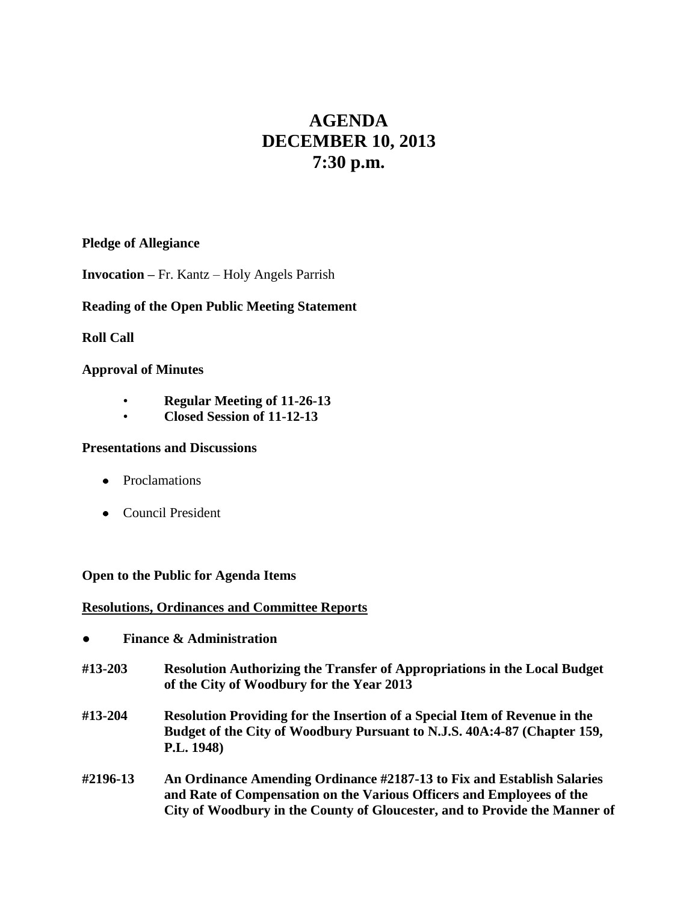# AGENDA
# DECEMBER 10, 2013
# 7:30 p.m.

**Pledge of Allegiance**

**Invocation –** Fr. Kantz – Holy Angels Parrish

**Reading of the Open Public Meeting Statement**

**Roll Call**

**Approval of Minutes**

- **Regular Meeting of 11-26-13**
- **Closed Session of 11-12-13**

**Presentations and Discussions**

- Proclamations
- Council President

**Open to the Public for Agenda Items**

**<u>Resolutions, Ordinances and Committee Reports</u>**

- **Finance & Administration**

**#13-203** **Resolution Authorizing the Transfer of Appropriations in the Local Budget of the City of Woodbury for the Year 2013**

**#13-204** **Resolution Providing for the Insertion of a Special Item of Revenue in the Budget of the City of Woodbury Pursuant to N.J.S. 40A:4-87 (Chapter 159, P.L. 1948)**

**#2196-13** **An Ordinance Amending Ordinance #2187-13 to Fix and Establish Salaries and Rate of Compensation on the Various Officers and Employees of the City of Woodbury in the County of Gloucester, and to Provide the Manner of**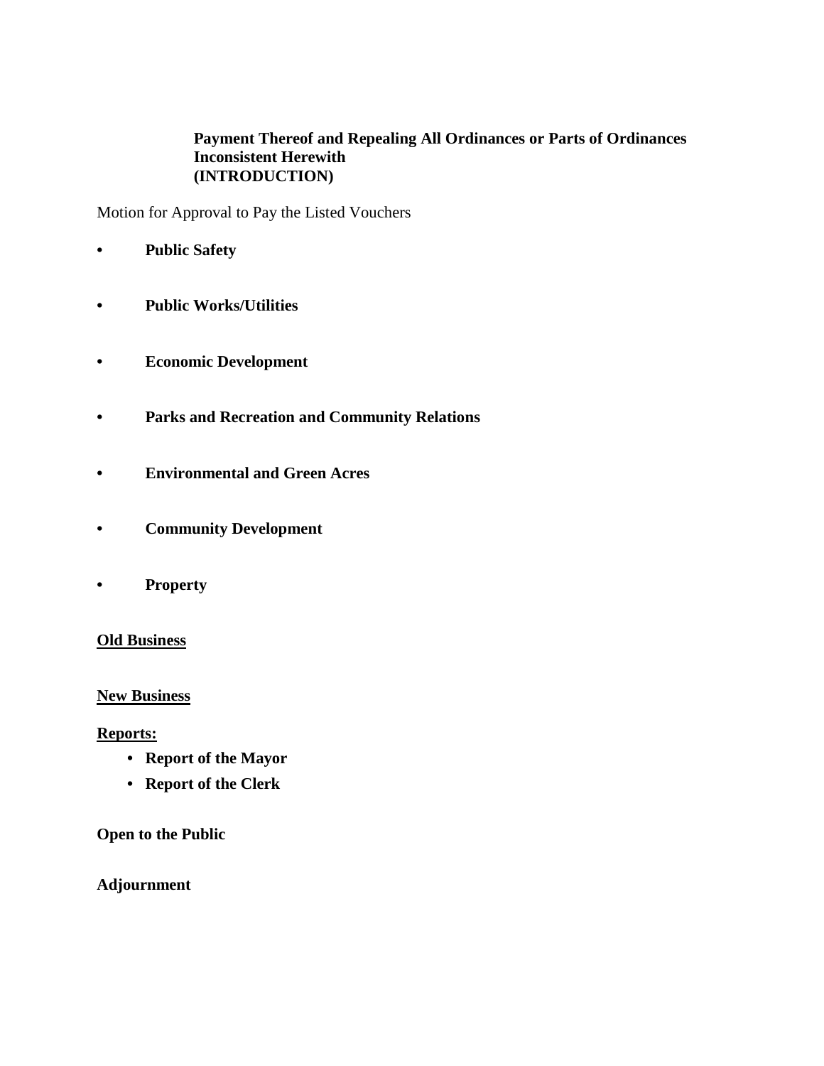**Payment Thereof and Repealing All Ordinances or Parts of Ordinances Inconsistent Herewith (INTRODUCTION)**

Motion for Approval to Pay the Listed Vouchers

- **Public Safety**
- **Public Works/Utilities**
- **Economic Development**
- **Parks and Recreation and Community Relations**
- **Environmental and Green Acres**
- **Community Development**
- **Property**

**<u>Old Business</u>**

**<u>New Business</u>**

**<u>Reports:</u>**

- **Report of the Mayor**
- **Report of the Clerk**

**Open to the Public**

**Adjournment**